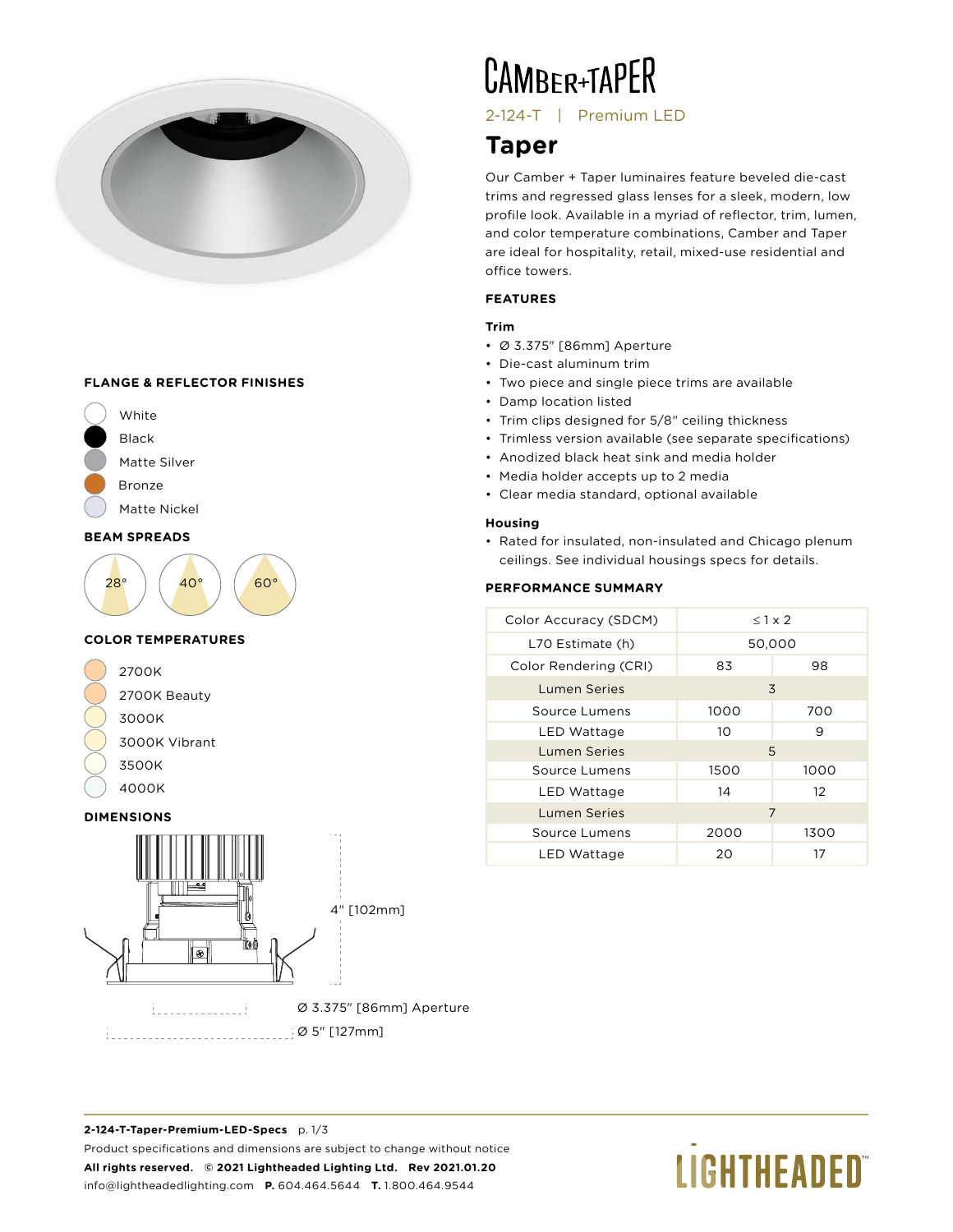# CAMBER+TAPER

2-124-T | Premium LED

## Taper

Our Camber + Taper luminaires feature beveled die-cast trims and regressed glass lenses for a sleek, modern, low profile look. Available in a myriad of reflector, trim, lumen, and color temperature combinations, Camber and Taper are ideal for hospitality, retail, mixed-use residential and office towers.

### FEATURES

**Trim**

- Ø 3.375" [86mm] Aperture
- Die-cast aluminum trim
- Two piece and single piece trims are available
- Damp location listed
- Trim clips designed for 5/8" ceiling thickness
- Trimless version available (see separate specifications)
- Anodized black heat sink and media holder
- Media holder accepts up to 2 media
- Clear media standard, optional available

**Housing**

- Rated for insulated, non-insulated and Chicago plenum ceilings. See individual housings specs for details.

### PERFORMANCE SUMMARY

| Color Accuracy (SDCM) | ≤ 1 x 2 | |
|---|---|---|
| L70 Estimate (h) | 50,000 | |
| Color Rendering (CRI) | 83 | 98 |
| Lumen Series | 3 | |
| Source Lumens | 1000 | 700 |
| LED Wattage | 10 | 9 |
| Lumen Series | 5 | |
| Source Lumens | 1500 | 1000 |
| LED Wattage | 14 | 12 |
| Lumen Series | 7 | |
| Source Lumens | 2000 | 1300 |
| LED Wattage | 20 | 17 |

### FLANGE & REFLECTOR FINISHES

- White
- Black
- Matte Silver
- Bronze
- Matte Nickel

### BEAM SPREADS

28° 40° 60°

### COLOR TEMPERATURES

- 2700K
- 2700K Beauty
- 3000K
- 3000K Vibrant
- 3500K
- 4000K

### DIMENSIONS

4" [102mm]

Ø 3.375" [86mm] Aperture

Ø 5" [127mm]

**2-124-T-Taper-Premium-LED-Specs**

Product specifications and dimensions are subject to change without notice

**All rights reserved. © 2021 Lightheaded Lighting Ltd. Rev 2021.01.20**

info@lightheadedlighting.com **P.** 604.464.5644 **T.** 1.800.464.9544

LIGHTHEADED™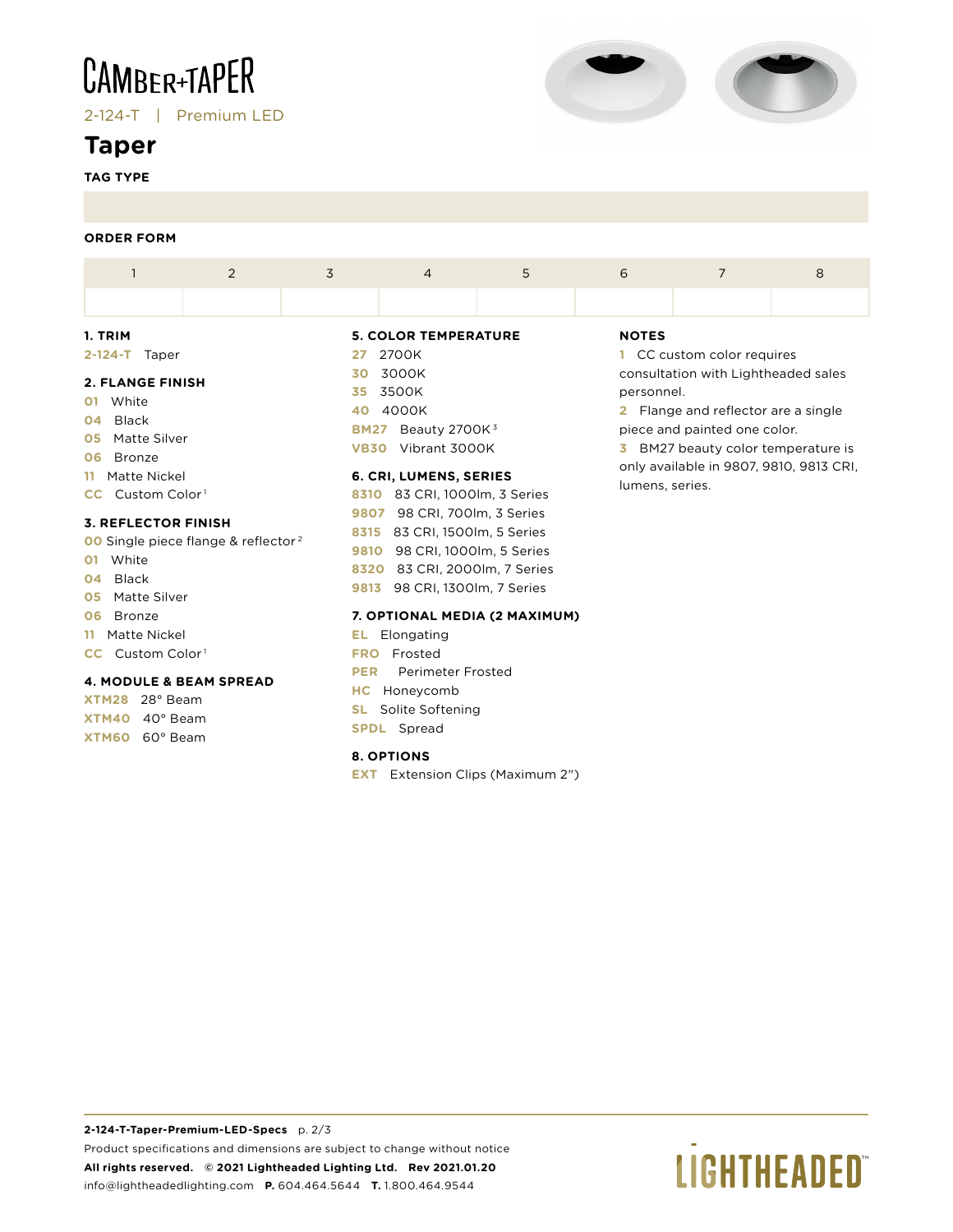CAMBER+TAPER

2-124-T | Premium LED

# Taper

**TAG TYPE**

**ORDER FORM**

| 1 | 2 | 3 | 4 | 5 | 6 | 7 | 8 |
|---|---|---|---|---|---|---|---|
| | | | | | | | |

### 1. TRIM

**2-124-T** Taper

### 2. FLANGE FINISH

**01** White
**04** Black
**05** Matte Silver
**06** Bronze
**11** Matte Nickel
**CC** Custom Color [1]

### 3. REFLECTOR FINISH

**00** Single piece flange & reflector [2]
**01** White
**04** Black
**05** Matte Silver
**06** Bronze
**11** Matte Nickel
**CC** Custom Color [1]

### 4. MODULE & BEAM SPREAD

**XTM28** 28° Beam
**XTM40** 40° Beam
**XTM60** 60° Beam

### 5. COLOR TEMPERATURE

**27** 2700K
**30** 3000K
**35** 3500K
**40** 4000K
**BM27** Beauty 2700K [3]
**VB30** Vibrant 3000K

### 6. CRI, LUMENS, SERIES

**8310** 83 CRI, 1000lm, 3 Series
**9807** 98 CRI, 700lm, 3 Series
**8315** 83 CRI, 1500lm, 5 Series
**9810** 98 CRI, 1000lm, 5 Series
**8320** 83 CRI, 2000lm, 7 Series
**9813** 98 CRI, 1300lm, 7 Series

### 7. OPTIONAL MEDIA (2 MAXIMUM)

**EL** Elongating
**FRO** Frosted
**PER** Perimeter Frosted
**HC** Honeycomb
**SL** Solite Softening
**SPDL** Spread

### 8. OPTIONS

**EXT** Extension Clips (Maximum 2")

### NOTES

**1** CC custom color requires consultation with Lightheaded sales personnel.

**2** Flange and reflector are a single piece and painted one color.

**3** BM27 beauty color temperature is only available in 9807, 9810, 9813 CRI, lumens, series.

**2-124-T-Taper-Premium-LED-Specs** p. 2/3
Product specifications and dimensions are subject to change without notice
**All rights reserved. © 2021 Lightheaded Lighting Ltd. Rev 2021.01.20**
info@lightheadedlighting.com **P.** 604.464.5644 **T.** 1.800.464.9544

LIGHTHEADED™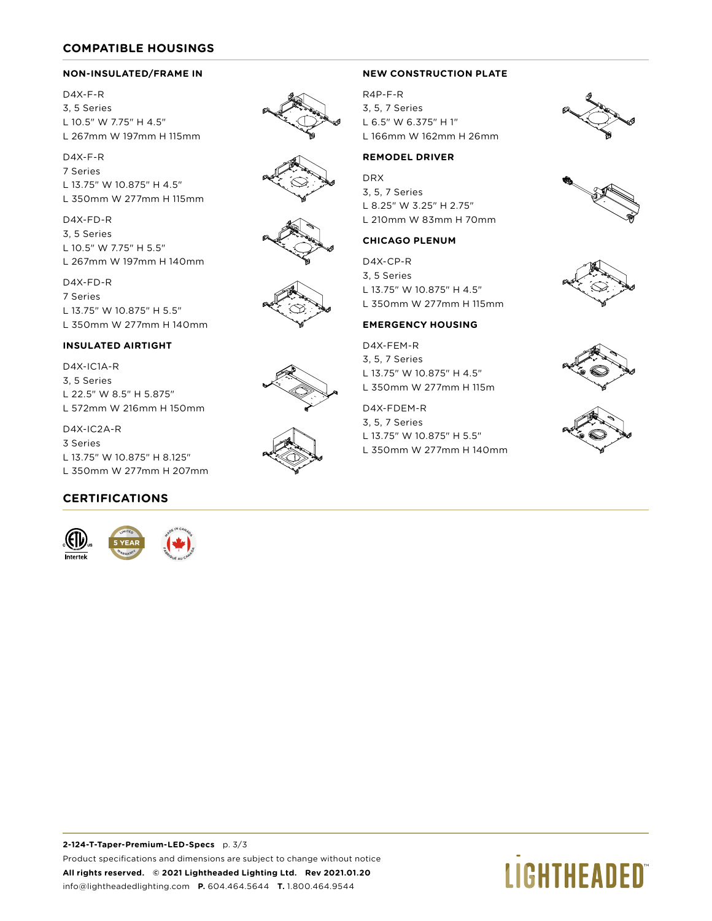## COMPATIBLE HOUSINGS

### NON-INSULATED/FRAME IN

D4X-F-R
3, 5 Series
L 10.5" W 7.75" H 4.5"
L 267mm W 197mm H 115mm

D4X-F-R
7 Series
L 13.75" W 10.875" H 4.5"
L 350mm W 277mm H 115mm

D4X-FD-R
3, 5 Series
L 10.5" W 7.75" H 5.5"
L 267mm W 197mm H 140mm

D4X-FD-R
7 Series
L 13.75" W 10.875" H 5.5"
L 350mm W 277mm H 140mm

### INSULATED AIRTIGHT

D4X-IC1A-R
3, 5 Series
L 22.5" W 8.5" H 5.875"
L 572mm W 216mm H 150mm

D4X-IC2A-R
3 Series
L 13.75" W 10.875" H 8.125"
L 350mm W 277mm H 207mm

### NEW CONSTRUCTION PLATE

R4P-F-R
3, 5, 7 Series
L 6.5" W 6.375" H 1"
L 166mm W 162mm H 26mm

### REMODEL DRIVER

DRX
3, 5, 7 Series
L 8.25" W 3.25" H 2.75"
L 210mm W 83mm H 70mm

### CHICAGO PLENUM

D4X-CP-R
3, 5 Series
L 13.75" W 10.875" H 4.5"
L 350mm W 277mm H 115mm

### EMERGENCY HOUSING

D4X-FEM-R
3, 5, 7 Series
L 13.75" W 10.875" H 4.5"
L 350mm W 277mm H 115m

D4X-FDEM-R
3, 5, 7 Series
L 13.75" W 10.875" H 5.5"
L 350mm W 277mm H 140mm

## CERTIFICATIONS

Intertek — 5 YEAR LIMITED WARRANTY — MADE IN CANADA / FABRIQUÉ AU CANADA

**2-124-T-Taper-Premium-LED-Specs**

Product specifications and dimensions are subject to change without notice

**All rights reserved. © 2021 Lightheaded Lighting Ltd. Rev 2021.01.20**

info@lightheadedlighting.com **P.** 604.464.5644 **T.** 1.800.464.9544

LIGHTHEADED™